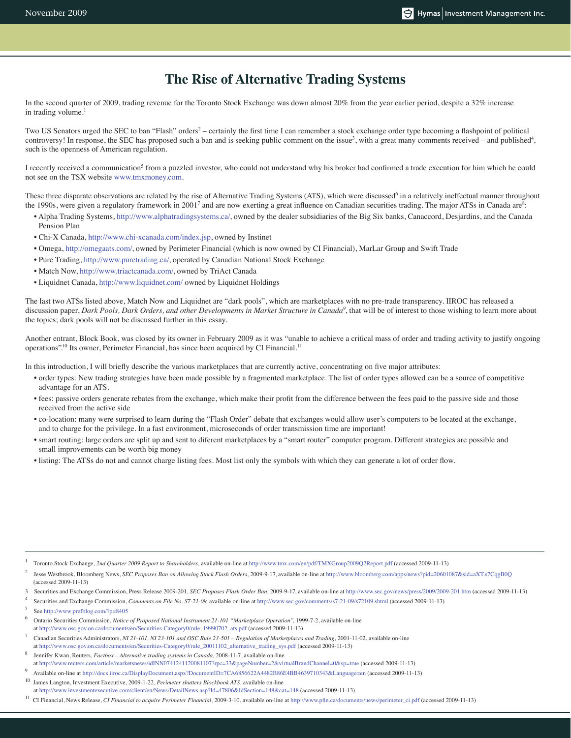# The Rise of Alternative Trading Systems

In the second quarter of 2009, trading revenue for the Toronto Stock Exchange was down almost 20% from the year earlier period, despite a 32% increase in trading volume.[1]

Two US Senators urged the SEC to ban "Flash" orders[2] – certainly the first time I can remember a stock exchange order type becoming a flashpoint of political controversy! In response, the SEC has proposed such a ban and is seeking public comment on the issue[3], with a great many comments received – and published[4], such is the openness of American regulation.

I recently received a communication[5] from a puzzled investor, who could not understand why his broker had confirmed a trade execution for him which he could not see on the TSX website www.tmxmoney.com.

These three disparate observations are related by the rise of Alternative Trading Systems (ATS), which were discussed[6] in a relatively ineffectual manner throughout the 1990s, were given a regulatory framework in 2001[7] and are now exerting a great influence on Canadian securities trading. The major ATSs in Canada are[8]:

- Alpha Trading Systems, http://www.alphatradingsystems.ca/, owned by the dealer subsidiaries of the Big Six banks, Canaccord, Desjardins, and the Canada Pension Plan
- Chi-X Canada, http://www.chi-xcanada.com/index.jsp, owned by Instinet
- Omega, http://omegaats.com/, owned by Perimeter Financial (which is now owned by CI Financial), MarLar Group and Swift Trade
- Pure Trading, http://www.puretrading.ca/, operated by Canadian National Stock Exchange
- Match Now, http://www.triactcanada.com/, owned by TriAct Canada
- Liquidnet Canada, http://www.liquidnet.com/ owned by Liquidnet Holdings

The last two ATSs listed above, Match Now and Liquidnet are "dark pools", which are marketplaces with no pre-trade transparency. IIROC has released a discussion paper, *Dark Pools, Dark Orders, and other Developments in Market Structure in Canada*[9], that will be of interest to those wishing to learn more about the topics; dark pools will not be discussed further in this essay.

Another entrant, Block Book, was closed by its owner in February 2009 as it was "unable to achieve a critical mass of order and trading activity to justify ongoing operations".[10] Its owner, Perimeter Financial, has since been acquired by CI Financial.[11]

In this introduction, I will briefly describe the various marketplaces that are currently active, concentrating on five major attributes:

- order types: New trading strategies have been made possible by a fragmented marketplace. The list of order types allowed can be a source of competitive advantage for an ATS.
- fees: passive orders generate rebates from the exchange, which make their profit from the difference between the fees paid to the passive side and those received from the active side
- co-location: many were surprised to learn during the "Flash Order" debate that exchanges would allow user's computers to be located at the exchange, and to charge for the privilege. In a fast environment, microseconds of order transmission time are important!
- smart routing: large orders are split up and sent to diferent marketplaces by a "smart router" computer program. Different strategies are possible and small improvements can be worth big money
- listing: The ATSs do not and cannot charge listing fees. Most list only the symbols with which they can generate a lot of order flow.

---

1 Toronto Stock Exchange, *2nd Quarter 2009 Report to Shareholders*, available on-line at http://www.tmx.com/en/pdf/TMXGroup2009Q2Report.pdf (accessed 2009-11-13)

2 Jesse Westbrook, Bloomberg News, *SEC Proposes Ban on Allowing Stock Flash Orders*, 2009-9-17, available on-line at http://www.bloomberg.com/apps/news?pid=20601087&sid=aXT.s7CqgB0Q (accessed 2009-11-13)

3 Securities and Exchange Commission, Press Release 2009-201, *SEC Proposes Flash Order Ban*, 2009-9-17, available on-line at http://www.sec.gov/news/press/2009/2009-201.htm (accessed 2009-11-13)

4 Securities and Exchange Commission, *Comments on File No. S7-21-09*, available on-line at http://www.sec.gov/comments/s7-21-09/s72109.shtml (accessed 2009-11-13)

5 See http://www.prefblog.com/?p=8405

6 Ontario Securities Commission, *Notice of Proposed National Instrument 21-101 "Marketplace Operation"*, 1999-7-2, available on-line at http://www.osc.gov.on.ca/documents/en/Securities-Category0/rule_19990702_ats.pdf (accessed 2009-11-13)

7 Canadian Securities Administrators, *NI 21-101, NI 23-101 and OSC Rule 23-501 – Regulation of Marketplaces and Trading*, 2001-11-02, available on-line at http://www.osc.gov.on.ca/documents/en/Securities-Category0/rule_20011102_alternative_trading_sys.pdf (accessed 2009-11-13)

8 Jennifer Kwan, Reuters, *Factbox – Alternative trading systems in Canada*, 2008-11-7, available on-line at http://www.reuters.com/article/marketsnews/idINN0741241120081107?rpc=33&pageNumber=2&virtualBrandChannel=0&sp=true (accessed 2009-11-13)

9 Available on-line at http://docs.iiroc.ca/DisplayDocument.aspx?DocumentID=7CA6856622A4482B86E4BB4639710343&Language=en (accessed 2009-11-13)

10 James Langton, Investment Executive, 2009-1-22, *Perimeter shutters Blockbook ATS*, available on-line at http://www.investmentexecutive.com/client/en/News/DetailNews.asp?Id=47806&IdSection=148&cat=148 (accessed 2009-11-13)

11 CI Financial, News Release, *CI Financial to acquire Perimeter Financial*, 2009-3-10, available on-line at http://www.pfin.ca/documents/news/perimeter_ci.pdf (accessed 2009-11-13)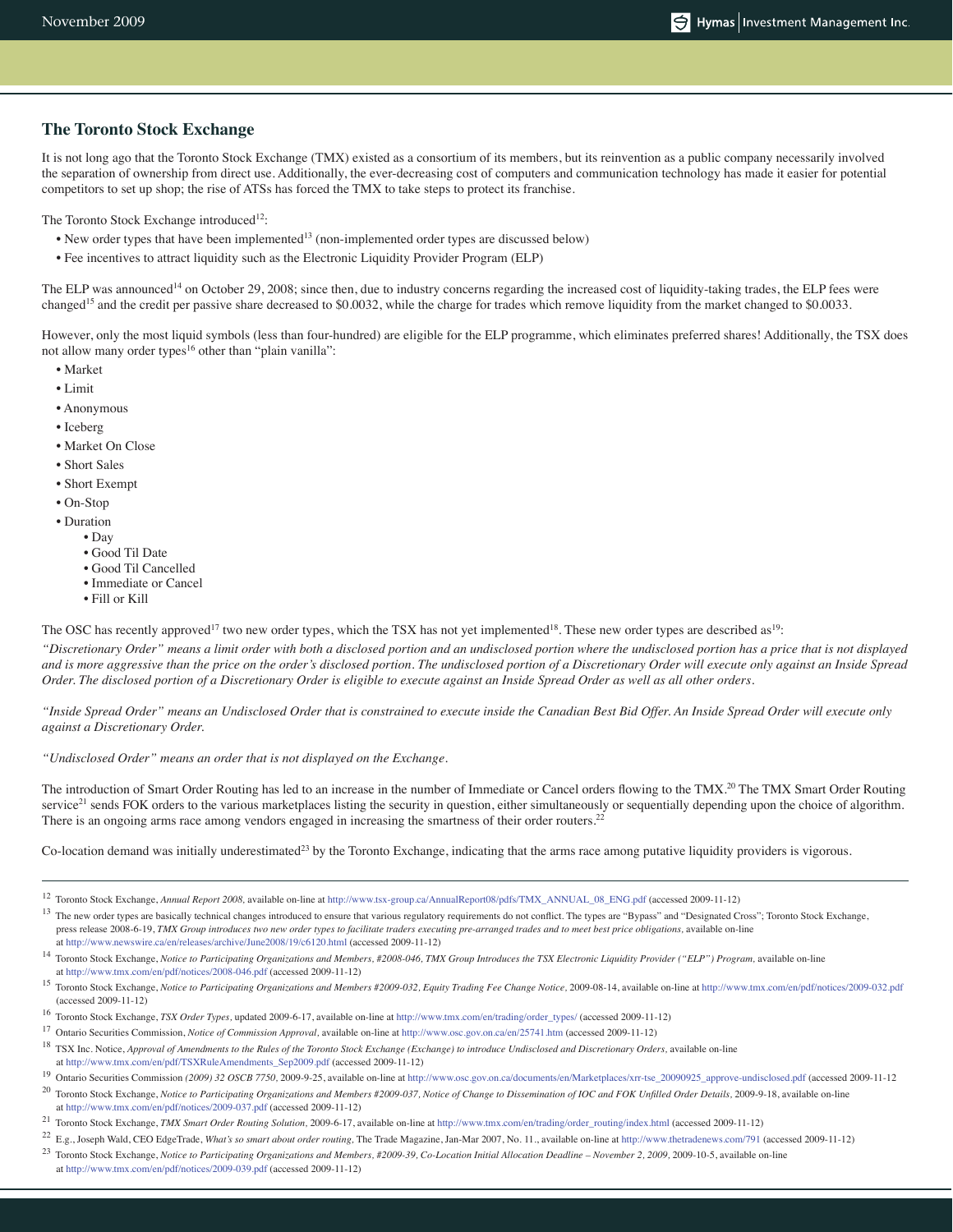## The Toronto Stock Exchange

It is not long ago that the Toronto Stock Exchange (TMX) existed as a consortium of its members, but its reinvention as a public company necessarily involved the separation of ownership from direct use. Additionally, the ever-decreasing cost of computers and communication technology has made it easier for potential competitors to set up shop; the rise of ATSs has forced the TMX to take steps to protect its franchise.

The Toronto Stock Exchange introduced[12]:

- New order types that have been implemented[13] (non-implemented order types are discussed below)
- Fee incentives to attract liquidity such as the Electronic Liquidity Provider Program (ELP)

The ELP was announced[14] on October 29, 2008; since then, due to industry concerns regarding the increased cost of liquidity-taking trades, the ELP fees were changed[15] and the credit per passive share decreased to $0.0032, while the charge for trades which remove liquidity from the market changed to $0.0033.

However, only the most liquid symbols (less than four-hundred) are eligible for the ELP programme, which eliminates preferred shares! Additionally, the TSX does not allow many order types[16] other than "plain vanilla":

- Market
- Limit
- Anonymous
- Iceberg
- Market On Close
- Short Sales
- Short Exempt
- On-Stop
- Duration
  - Day
  - Good Til Date
  - Good Til Cancelled
  - Immediate or Cancel
  - Fill or Kill

The OSC has recently approved[17] two new order types, which the TSX has not yet implemented[18]. These new order types are described as[19]:

*"Discretionary Order" means a limit order with both a disclosed portion and an undisclosed portion where the undisclosed portion has a price that is not displayed and is more aggressive than the price on the order's disclosed portion. The undisclosed portion of a Discretionary Order will execute only against an Inside Spread Order. The disclosed portion of a Discretionary Order is eligible to execute against an Inside Spread Order as well as all other orders.*

*"Inside Spread Order" means an Undisclosed Order that is constrained to execute inside the Canadian Best Bid Offer. An Inside Spread Order will execute only against a Discretionary Order.*

*"Undisclosed Order" means an order that is not displayed on the Exchange.*

The introduction of Smart Order Routing has led to an increase in the number of Immediate or Cancel orders flowing to the TMX.[20] The TMX Smart Order Routing service[21] sends FOK orders to the various marketplaces listing the security in question, either simultaneously or sequentially depending upon the choice of algorithm. There is an ongoing arms race among vendors engaged in increasing the smartness of their order routers.[22]

Co-location demand was initially underestimated[23] by the Toronto Exchange, indicating that the arms race among putative liquidity providers is vigorous.

---

[12] Toronto Stock Exchange, *Annual Report 2008*, available on-line at http://www.tsx-group.ca/AnnualReport08/pdfs/TMX_ANNUAL_08_ENG.pdf (accessed 2009-11-12)

[13] The new order types are basically technical changes introduced to ensure that various regulatory requirements do not conflict. The types are "Bypass" and "Designated Cross"; Toronto Stock Exchange, press release 2008-6-19, *TMX Group introduces two new order types to facilitate traders executing pre-arranged trades and to meet best price obligations*, available on-line at http://www.newswire.ca/en/releases/archive/June2008/19/c6120.html (accessed 2009-11-12)

[14] Toronto Stock Exchange, *Notice to Participating Organizations and Members, #2008-046, TMX Group Introduces the TSX Electronic Liquidity Provider ("ELP") Program*, available on-line at http://www.tmx.com/en/pdf/notices/2008-046.pdf (accessed 2009-11-12)

[15] Toronto Stock Exchange, *Notice to Participating Organizations and Members #2009-032, Equity Trading Fee Change Notice*, 2009-08-14, available on-line at http://www.tmx.com/en/pdf/notices/2009-032.pdf (accessed 2009-11-12)

[16] Toronto Stock Exchange, *TSX Order Types*, updated 2009-6-17, available on-line at http://www.tmx.com/en/trading/order_types/ (accessed 2009-11-12)

[17] Ontario Securities Commission, *Notice of Commission Approval*, available on-line at http://www.osc.gov.on.ca/en/25741.htm (accessed 2009-11-12)

[18] TSX Inc. Notice, *Approval of Amendments to the Rules of the Toronto Stock Exchange (Exchange) to introduce Undisclosed and Discretionary Orders*, available on-line at http://www.tmx.com/en/pdf/TSXRuleAmendments_Sep2009.pdf (accessed 2009-11-12)

[19] Ontario Securities Commission *(2009) 32 OSCB 7750*, 2009-9-25, available on-line at http://www.osc.gov.on.ca/documents/en/Marketplaces/xrr-tse_20090925_approve-undisclosed.pdf (accessed 2009-11-12

[20] Toronto Stock Exchange, *Notice to Participating Organizations and Members #2009-037, Notice of Change to Dissemination of IOC and FOK Unfilled Order Details*, 2009-9-18, available on-line at http://www.tmx.com/en/pdf/notices/2009-037.pdf (accessed 2009-11-12)

[21] Toronto Stock Exchange, *TMX Smart Order Routing Solution*, 2009-6-17, available on-line at http://www.tmx.com/en/trading/order_routing/index.html (accessed 2009-11-12)

[22] E.g., Joseph Wald, CEO EdgeTrade, *What's so smart about order routing*, The Trade Magazine, Jan-Mar 2007, No. 11., available on-line at http://www.thetradenews.com/791 (accessed 2009-11-12)

[23] Toronto Stock Exchange, *Notice to Participating Organizations and Members, #2009-39, Co-Location Initial Allocation Deadline – November 2, 2009*, 2009-10-5, available on-line at http://www.tmx.com/en/pdf/notices/2009-039.pdf (accessed 2009-11-12)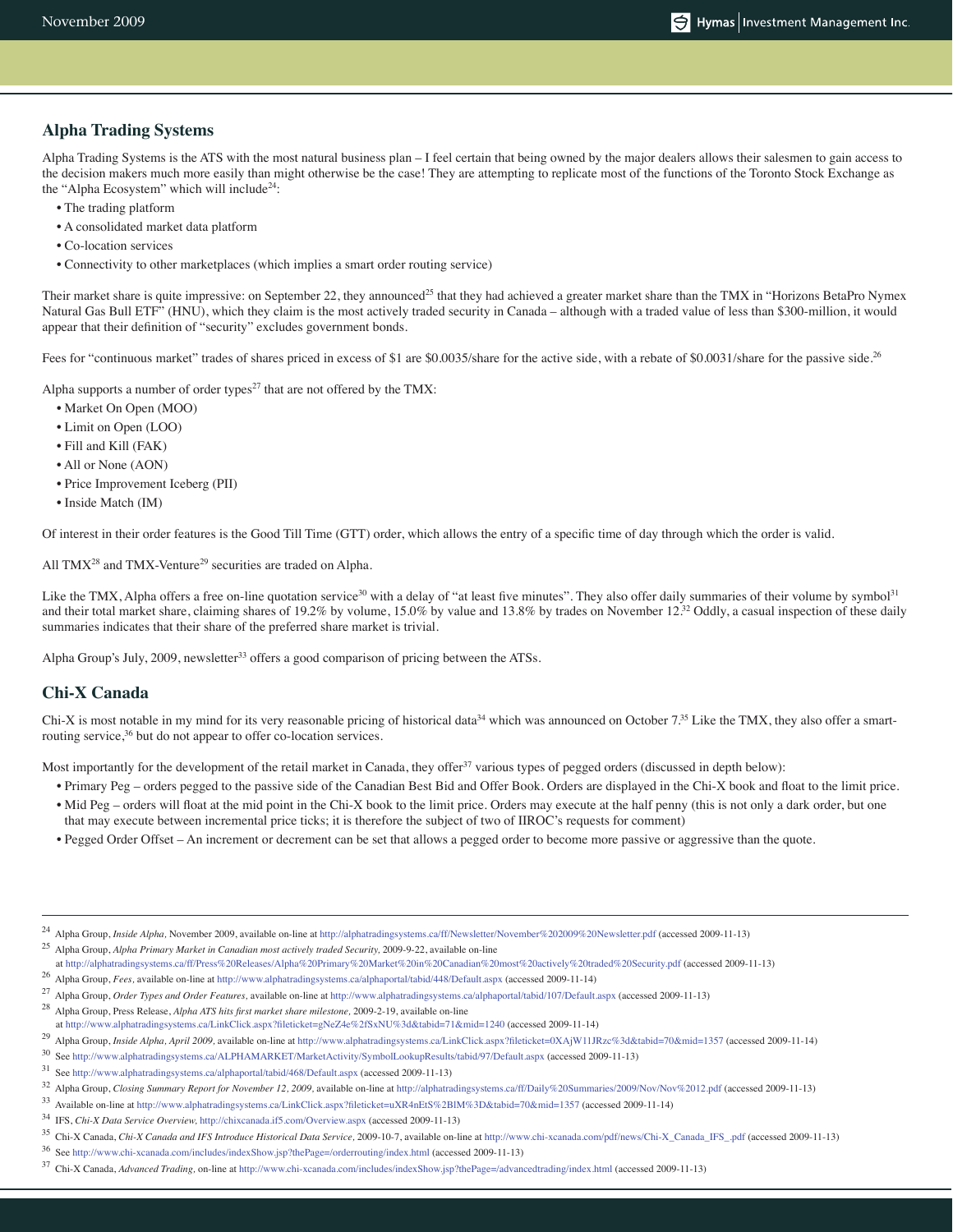## Alpha Trading Systems

Alpha Trading Systems is the ATS with the most natural business plan – I feel certain that being owned by the major dealers allows their salesmen to gain access to the decision makers much more easily than might otherwise be the case! They are attempting to replicate most of the functions of the Toronto Stock Exchange as the "Alpha Ecosystem" which will include[24]:

- The trading platform
- A consolidated market data platform
- Co-location services
- Connectivity to other marketplaces (which implies a smart order routing service)

Their market share is quite impressive: on September 22, they announced[25] that they had achieved a greater market share than the TMX in "Horizons BetaPro Nymex Natural Gas Bull ETF" (HNU), which they claim is the most actively traded security in Canada – although with a traded value of less than $300-million, it would appear that their definition of "security" excludes government bonds.

Fees for "continuous market" trades of shares priced in excess of $1 are $0.0035/share for the active side, with a rebate of $0.0031/share for the passive side.[26]

Alpha supports a number of order types[27] that are not offered by the TMX:

- Market On Open (MOO)
- Limit on Open (LOO)
- Fill and Kill (FAK)
- All or None (AON)
- Price Improvement Iceberg (PII)
- Inside Match (IM)

Of interest in their order features is the Good Till Time (GTT) order, which allows the entry of a specific time of day through which the order is valid.

All TMX[28] and TMX-Venture[29] securities are traded on Alpha.

Like the TMX, Alpha offers a free on-line quotation service[30] with a delay of "at least five minutes". They also offer daily summaries of their volume by symbol[31] and their total market share, claiming shares of 19.2% by volume, 15.0% by value and 13.8% by trades on November 12.[32] Oddly, a casual inspection of these daily summaries indicates that their share of the preferred share market is trivial.

Alpha Group's July, 2009, newsletter[33] offers a good comparison of pricing between the ATSs.

## Chi-X Canada

Chi-X is most notable in my mind for its very reasonable pricing of historical data[34] which was announced on October 7.[35] Like the TMX, they also offer a smart-routing service,[36] but do not appear to offer co-location services.

Most importantly for the development of the retail market in Canada, they offer[37] various types of pegged orders (discussed in depth below):

- Primary Peg – orders pegged to the passive side of the Canadian Best Bid and Offer Book. Orders are displayed in the Chi-X book and float to the limit price.
- Mid Peg – orders will float at the mid point in the Chi-X book to the limit price. Orders may execute at the half penny (this is not only a dark order, but one that may execute between incremental price ticks; it is therefore the subject of two of IIROC's requests for comment)
- Pegged Order Offset – An increment or decrement can be set that allows a pegged order to become more passive or aggressive than the quote.

---

[24] Alpha Group, *Inside Alpha,* November 2009, available on-line at http://alphatradingsystems.ca/ff/Newsletter/November%202009%20Newsletter.pdf (accessed 2009-11-13)

[25] Alpha Group, *Alpha Primary Market in Canadian most actively traded Security,* 2009-9-22, available on-line at http://alphatradingsystems.ca/ff/Press%20Releases/Alpha%20Primary%20Market%20in%20Canadian%20most%20actively%20traded%20Security.pdf (accessed 2009-11-13)

[26] Alpha Group, *Fees,* available on-line at http://www.alphatradingsystems.ca/alphaportal/tabid/448/Default.aspx (accessed 2009-11-14)

[27] Alpha Group, *Order Types and Order Features,* available on-line at http://www.alphatradingsystems.ca/alphaportal/tabid/107/Default.aspx (accessed 2009-11-13)

[28] Alpha Group, Press Release, *Alpha ATS hits first market share milestone,* 2009-2-19, available on-line at http://www.alphatradingsystems.ca/LinkClick.aspx?fileticket=gNeZ4e%2fSxNU%3d&tabid=71&mid=1240 (accessed 2009-11-14)

[29] Alpha Group, *Inside Alpha, April 2009,* available on-line at http://www.alphatradingsystems.ca/LinkClick.aspx?fileticket=0XAjW11JRzc%3d&tabid=70&mid=1357 (accessed 2009-11-14)

[30] See http://www.alphatradingsystems.ca/ALPHAMARKET/MarketActivity/SymbolLookupResults/tabid/97/Default.aspx (accessed 2009-11-13)

[31] See http://www.alphatradingsystems.ca/alphaportal/tabid/468/Default.aspx (accessed 2009-11-13)

[32] Alpha Group, *Closing Summary Report for November 12, 2009,* available on-line at http://alphatradingsystems.ca/ff/Daily%20Summaries/2009/Nov/Nov%2012.pdf (accessed 2009-11-13)

[33] Available on-line at http://www.alphatradingsystems.ca/LinkClick.aspx?fileticket=uXR4nEtS%2BlM%3D&tabid=70&mid=1357 (accessed 2009-11-14)

[34] IFS, *Chi-X Data Service Overview,* http://chixcanada.if5.com/Overview.aspx (accessed 2009-11-13)

[35] Chi-X Canada, *Chi-X Canada and IFS Introduce Historical Data Service,* 2009-10-7, available on-line at http://www.chi-xcanada.com/pdf/news/Chi-X_Canada_IFS_.pdf (accessed 2009-11-13)

[36] See http://www.chi-xcanada.com/includes/indexShow.jsp?thePage=/orderrouting/index.html (accessed 2009-11-13)

[37] Chi-X Canada, *Advanced Trading,* on-line at http://www.chi-xcanada.com/includes/indexShow.jsp?thePage=/advancedtrading/index.html (accessed 2009-11-13)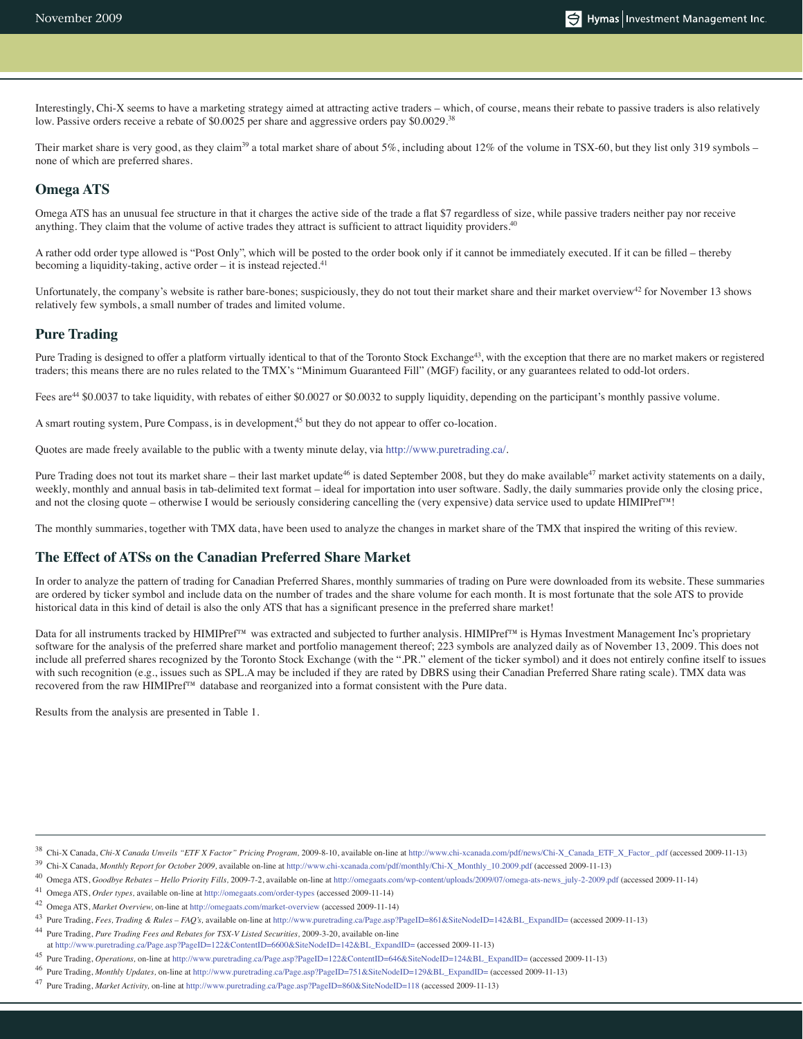Interestingly, Chi-X seems to have a marketing strategy aimed at attracting active traders – which, of course, means their rebate to passive traders is also relatively low. Passive orders receive a rebate of $0.0025 per share and aggressive orders pay $0.0029.[38]

Their market share is very good, as they claim[39] a total market share of about 5%, including about 12% of the volume in TSX-60, but they list only 319 symbols – none of which are preferred shares.

## Omega ATS

Omega ATS has an unusual fee structure in that it charges the active side of the trade a flat $7 regardless of size, while passive traders neither pay nor receive anything. They claim that the volume of active trades they attract is sufficient to attract liquidity providers.[40]

A rather odd order type allowed is "Post Only", which will be posted to the order book only if it cannot be immediately executed. If it can be filled – thereby becoming a liquidity-taking, active order – it is instead rejected.[41]

Unfortunately, the company's website is rather bare-bones; suspiciously, they do not tout their market share and their market overview[42] for November 13 shows relatively few symbols, a small number of trades and limited volume.

## Pure Trading

Pure Trading is designed to offer a platform virtually identical to that of the Toronto Stock Exchange[43], with the exception that there are no market makers or registered traders; this means there are no rules related to the TMX's "Minimum Guaranteed Fill" (MGF) facility, or any guarantees related to odd-lot orders.

Fees are[44] $0.0037 to take liquidity, with rebates of either $0.0027 or $0.0032 to supply liquidity, depending on the participant's monthly passive volume.

A smart routing system, Pure Compass, is in development,[45] but they do not appear to offer co-location.

Quotes are made freely available to the public with a twenty minute delay, via http://www.puretrading.ca/.

Pure Trading does not tout its market share – their last market update[46] is dated September 2008, but they do make available[47] market activity statements on a daily, weekly, monthly and annual basis in tab-delimited text format – ideal for importation into user software. Sadly, the daily summaries provide only the closing price, and not the closing quote – otherwise I would be seriously considering cancelling the (very expensive) data service used to update HIMIPref™!

The monthly summaries, together with TMX data, have been used to analyze the changes in market share of the TMX that inspired the writing of this review.

## The Effect of ATSs on the Canadian Preferred Share Market

In order to analyze the pattern of trading for Canadian Preferred Shares, monthly summaries of trading on Pure were downloaded from its website. These summaries are ordered by ticker symbol and include data on the number of trades and the share volume for each month. It is most fortunate that the sole ATS to provide historical data in this kind of detail is also the only ATS that has a significant presence in the preferred share market!

Data for all instruments tracked by HIMIPref™ was extracted and subjected to further analysis. HIMIPref™ is Hymas Investment Management Inc's proprietary software for the analysis of the preferred share market and portfolio management thereof; 223 symbols are analyzed daily as of November 13, 2009. This does not include all preferred shares recognized by the Toronto Stock Exchange (with the ".PR." element of the ticker symbol) and it does not entirely confine itself to issues with such recognition (e.g., issues such as SPL.A may be included if they are rated by DBRS using their Canadian Preferred Share rating scale). TMX data was recovered from the raw HIMIPref™ database and reorganized into a format consistent with the Pure data.

Results from the analysis are presented in Table 1.

---

[38] Chi-X Canada, *Chi-X Canada Unveils "ETF X Factor" Pricing Program*, 2009-8-10, available on-line at http://www.chi-xcanada.com/pdf/news/Chi-X_Canada_ETF_X_Factor_.pdf (accessed 2009-11-13)

[39] Chi-X Canada, *Monthly Report for October 2009*, available on-line at http://www.chi-xcanada.com/pdf/monthly/Chi-X_Monthly_10.2009.pdf (accessed 2009-11-13)

[40] Omega ATS, *Goodbye Rebates – Hello Priority Fills*, 2009-7-2, available on-line at http://omegaats.com/wp-content/uploads/2009/07/omega-ats-news_july-2-2009.pdf (accessed 2009-11-14)

[41] Omega ATS, *Order types*, available on-line at http://omegaats.com/order-types (accessed 2009-11-14)

[42] Omega ATS, *Market Overview*, on-line at http://omegaats.com/market-overview (accessed 2009-11-14)

[43] Pure Trading, *Fees, Trading & Rules – FAQ's*, available on-line at http://www.puretrading.ca/Page.asp?PageID=861&SiteNodeID=142&BL_ExpandID= (accessed 2009-11-13)

[44] Pure Trading, *Pure Trading Fees and Rebates for TSX-V Listed Securities*, 2009-3-20, available on-line at http://www.puretrading.ca/Page.asp?PageID=122&ContentID=6600&SiteNodeID=142&BL_ExpandID= (accessed 2009-11-13)

[45] Pure Trading, *Operations*, on-line at http://www.puretrading.ca/Page.asp?PageID=122&ContentID=646&SiteNodeID=124&BL_ExpandID= (accessed 2009-11-13)

[46] Pure Trading, *Monthly Updates*, on-line at http://www.puretrading.ca/Page.asp?PageID=751&SiteNodeID=129&BL_ExpandID= (accessed 2009-11-13)

[47] Pure Trading, *Market Activity*, on-line at http://www.puretrading.ca/Page.asp?PageID=860&SiteNodeID=118 (accessed 2009-11-13)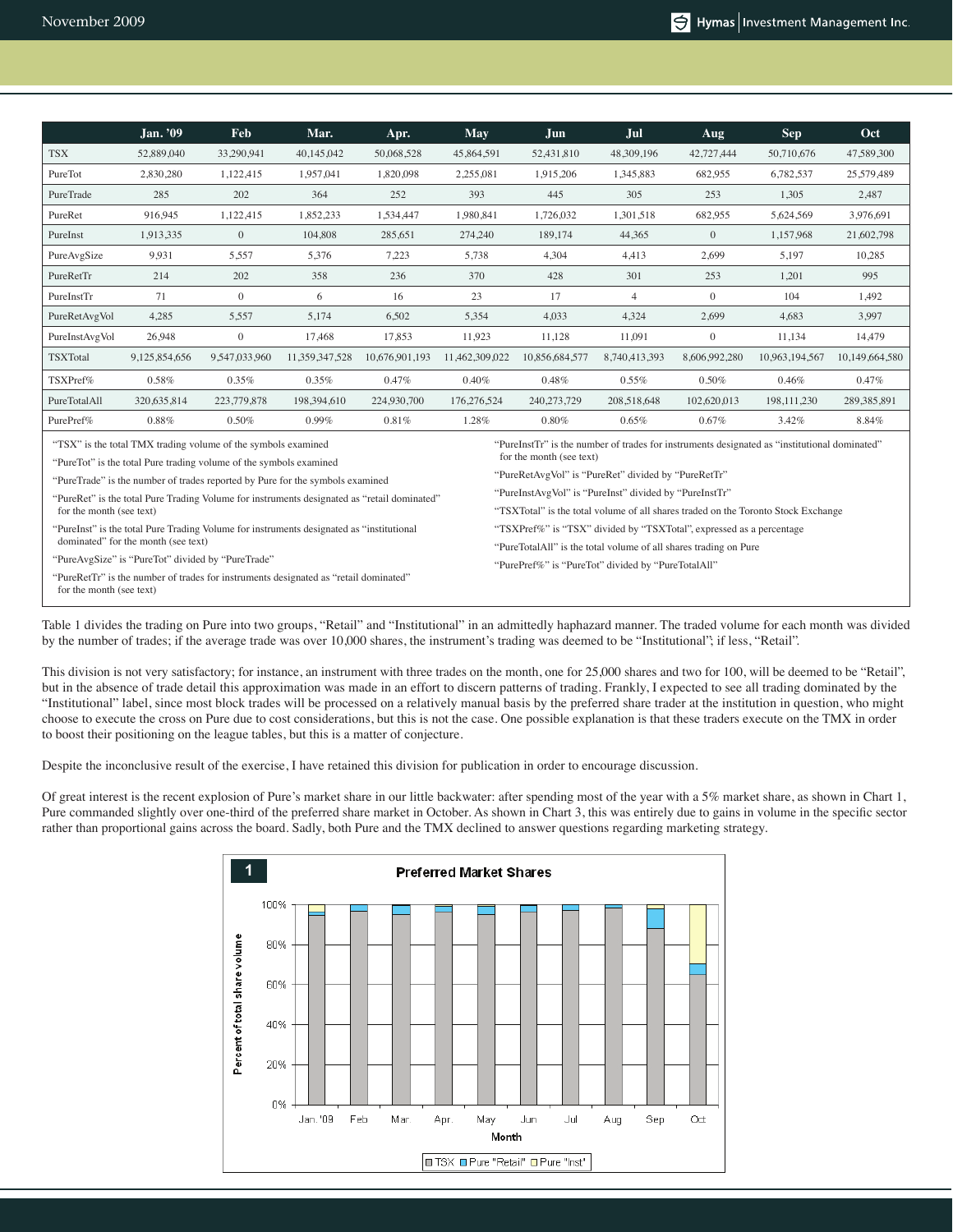| | Jan. '09 | Feb | Mar. | Apr. | May | Jun | Jul | Aug | Sep | Oct |
|---|---|---|---|---|---|---|---|---|---|---|
| TSX | 52,889,040 | 33,290,941 | 40,145,042 | 50,068,528 | 45,864,591 | 52,431,810 | 48,309,196 | 42,727,444 | 50,710,676 | 47,589,300 |
| PureTot | 2,830,280 | 1,122,415 | 1,957,041 | 1,820,098 | 2,255,081 | 1,915,206 | 1,345,883 | 682,955 | 6,782,537 | 25,579,489 |
| PureTrade | 285 | 202 | 364 | 252 | 393 | 445 | 305 | 253 | 1,305 | 2,487 |
| PureRet | 916,945 | 1,122,415 | 1,852,233 | 1,534,447 | 1,980,841 | 1,726,032 | 1,301,518 | 682,955 | 5,624,569 | 3,976,691 |
| PureInst | 1,913,335 | 0 | 104,808 | 285,651 | 274,240 | 189,174 | 44,365 | 0 | 1,157,968 | 21,602,798 |
| PureAvgSize | 9,931 | 5,557 | 5,376 | 7,223 | 5,738 | 4,304 | 4,413 | 2,699 | 5,197 | 10,285 |
| PureRetTr | 214 | 202 | 358 | 236 | 370 | 428 | 301 | 253 | 1,201 | 995 |
| PureInstTr | 71 | 0 | 6 | 16 | 23 | 17 | 4 | 0 | 104 | 1,492 |
| PureRetAvgVol | 4,285 | 5,557 | 5,174 | 6,502 | 5,354 | 4,033 | 4,324 | 2,699 | 4,683 | 3,997 |
| PureInstAvgVol | 26,948 | 0 | 17,468 | 17,853 | 11,923 | 11,128 | 11,091 | 0 | 11,134 | 14,479 |
| TSXTotal | 9,125,854,656 | 9,547,033,960 | 11,359,347,528 | 10,676,901,193 | 11,462,309,022 | 10,856,684,577 | 8,740,413,393 | 8,606,992,280 | 10,963,194,567 | 10,149,664,580 |
| TSXPref% | 0.58% | 0.35% | 0.35% | 0.47% | 0.40% | 0.48% | 0.55% | 0.50% | 0.46% | 0.47% |
| PureTotalAll | 320,635,814 | 223,779,878 | 198,394,610 | 224,930,700 | 176,276,524 | 240,273,729 | 208,518,648 | 102,620,013 | 198,111,230 | 289,385,891 |
| PurePref% | 0.88% | 0.50% | 0.99% | 0.81% | 1.28% | 0.80% | 0.65% | 0.67% | 3.42% | 8.84% |

"TSX" is the total TMX trading volume of the symbols examined

"PureTot" is the total Pure trading volume of the symbols examined

"PureTrade" is the number of trades reported by Pure for the symbols examined

"PureRet" is the total Pure Trading Volume for instruments designated as "retail dominated" for the month (see text)

"PureInst" is the total Pure Trading Volume for instruments designated as "institutional dominated" for the month (see text)

"PureAvgSize" is "PureTot" divided by "PureTrade"

"PureRetTr" is the number of trades for instruments designated as "retail dominated" for the month (see text)

"PureInstTr" is the number of trades for instruments designated as "institutional dominated" for the month (see text)

"PureRetAvgVol" is "PureRet" divided by "PureRetTr"

"PureInstAvgVol" is "PureInst" divided by "PureInstTr"

"TSXTotal" is the total volume of all shares traded on the Toronto Stock Exchange

"TSXPref%" is "TSX" divided by "TSXTotal", expressed as a percentage

"PureTotalAll" is the total volume of all shares trading on Pure

"PurePref%" is "PureTot" divided by "PureTotalAll"

Table 1 divides the trading on Pure into two groups, "Retail" and "Institutional" in an admittedly haphazard manner. The traded volume for each month was divided by the number of trades; if the average trade was over 10,000 shares, the instrument's trading was deemed to be "Institutional"; if less, "Retail".

This division is not very satisfactory; for instance, an instrument with three trades on the month, one for 25,000 shares and two for 100, will be deemed to be "Retail", but in the absence of trade detail this approximation was made in an effort to discern patterns of trading. Frankly, I expected to see all trading dominated by the "Institutional" label, since most block trades will be processed on a relatively manual basis by the preferred share trader at the institution in question, who might choose to execute the cross on Pure due to cost considerations, but this is not the case. One possible explanation is that these traders execute on the TMX in order to boost their positioning on the league tables, but this is a matter of conjecture.

Despite the inconclusive result of the exercise, I have retained this division for publication in order to encourage discussion.

Of great interest is the recent explosion of Pure's market share in our little backwater: after spending most of the year with a 5% market share, as shown in Chart 1, Pure commanded slightly over one-third of the preferred share market in October. As shown in Chart 3, this was entirely due to gains in volume in the specific sector rather than proportional gains across the board. Sadly, both Pure and the TMX declined to answer questions regarding marketing strategy.

**1 Preferred Market Shares**

| Month | TSX | Pure "Retail" | Pure "Inst" |
|---|---|---|---|
| Jan. '09 | ~95% | ~1% | ~4% |
| Feb | ~97% | ~3% | 0% |
| Mar | ~95% | ~5% | ~0% |
| Apr. | ~96% | ~3% | ~1% |
| May | ~95% | ~4% | ~1% |
| Jun | ~96% | ~3% | ~0% |
| Jul | ~97% | ~3% | ~0% |
| Aug | ~98% | ~2% | 0% |
| Sep | ~88% | ~10% | ~2% |
| Oct | ~65% | ~5% | ~30% |

Y-axis: Percent of total share volume; X-axis: Month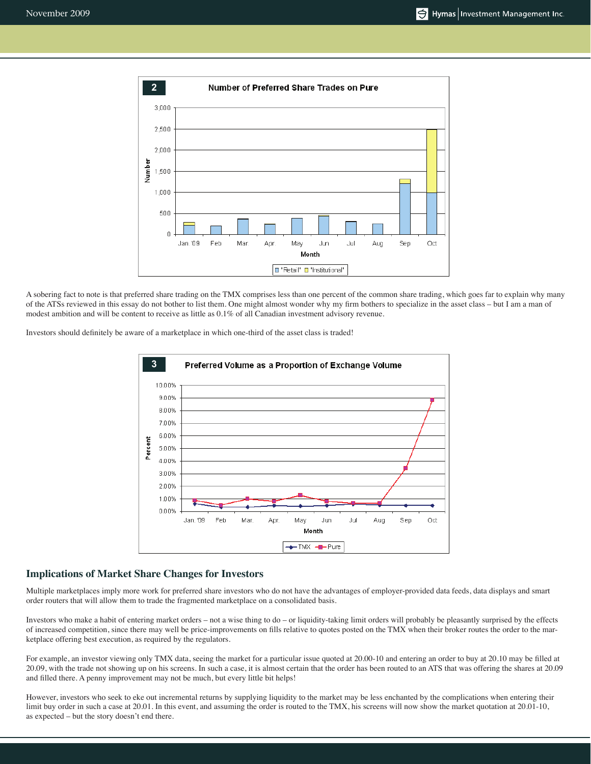**2** Number of Preferred Share Trades on Pure

A sobering fact to note is that preferred share trading on the TMX comprises less than one percent of the common share trading, which goes far to explain why many of the ATSs reviewed in this essay do not bother to list them. One might almost wonder why my firm bothers to specialize in the asset class – but I am a man of modest ambition and will be content to receive as little as 0.1% of all Canadian investment advisory revenue.

Investors should definitely be aware of a marketplace in which one-third of the asset class is traded!

**3** Preferred Volume as a Proportion of Exchange Volume

## Implications of Market Share Changes for Investors

Multiple marketplaces imply more work for preferred share investors who do not have the advantages of employer-provided data feeds, data displays and smart order routers that will allow them to trade the fragmented marketplace on a consolidated basis.

Investors who make a habit of entering market orders – not a wise thing to do – or liquidity-taking limit orders will probably be pleasantly surprised by the effects of increased competition, since there may well be price-improvements on fills relative to quotes posted on the TMX when their broker routes the order to the marketplace offering best execution, as required by the regulators.

For example, an investor viewing only TMX data, seeing the market for a particular issue quoted at 20.00-10 and entering an order to buy at 20.10 may be filled at 20.09, with the trade not showing up on his screens. In such a case, it is almost certain that the order has been routed to an ATS that was offering the shares at 20.09 and filled there. A penny improvement may not be much, but every little bit helps!

However, investors who seek to eke out incremental returns by supplying liquidity to the market may be less enchanted by the complications when entering their limit buy order in such a case at 20.01. In this event, and assuming the order is routed to the TMX, his screens will now show the market quotation at 20.01-10, as expected – but the story doesn't end there.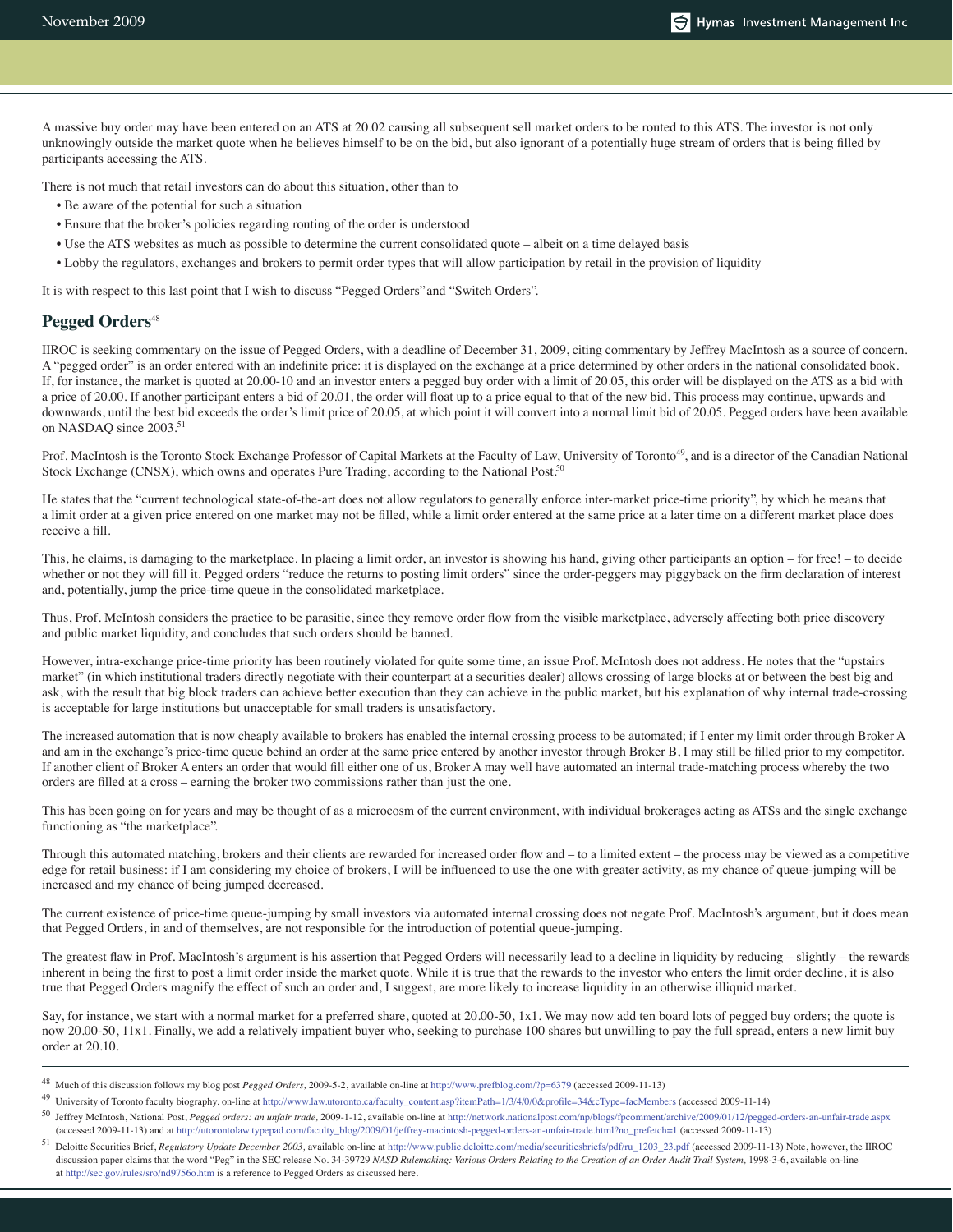A massive buy order may have been entered on an ATS at 20.02 causing all subsequent sell market orders to be routed to this ATS. The investor is not only unknowingly outside the market quote when he believes himself to be on the bid, but also ignorant of a potentially huge stream of orders that is being filled by participants accessing the ATS.

There is not much that retail investors can do about this situation, other than to

- Be aware of the potential for such a situation
- Ensure that the broker's policies regarding routing of the order is understood
- Use the ATS websites as much as possible to determine the current consolidated quote – albeit on a time delayed basis
- Lobby the regulators, exchanges and brokers to permit order types that will allow participation by retail in the provision of liquidity

It is with respect to this last point that I wish to discuss "Pegged Orders" and "Switch Orders".

## Pegged Orders[48]

IIROC is seeking commentary on the issue of Pegged Orders, with a deadline of December 31, 2009, citing commentary by Jeffrey MacIntosh as a source of concern. A "pegged order" is an order entered with an indefinite price: it is displayed on the exchange at a price determined by other orders in the national consolidated book. If, for instance, the market is quoted at 20.00-10 and an investor enters a pegged buy order with a limit of 20.05, this order will be displayed on the ATS as a bid with a price of 20.00. If another participant enters a bid of 20.01, the order will float up to a price equal to that of the new bid. This process may continue, upwards and downwards, until the best bid exceeds the order's limit price of 20.05, at which point it will convert into a normal limit bid of 20.05. Pegged orders have been available on NASDAQ since 2003.[51]

Prof. MacIntosh is the Toronto Stock Exchange Professor of Capital Markets at the Faculty of Law, University of Toronto[49], and is a director of the Canadian National Stock Exchange (CNSX), which owns and operates Pure Trading, according to the National Post.[50]

He states that the "current technological state-of-the-art does not allow regulators to generally enforce inter-market price-time priority", by which he means that a limit order at a given price entered on one market may not be filled, while a limit order entered at the same price at a later time on a different market place does receive a fill.

This, he claims, is damaging to the marketplace. In placing a limit order, an investor is showing his hand, giving other participants an option – for free! – to decide whether or not they will fill it. Pegged orders "reduce the returns to posting limit orders" since the order-peggers may piggyback on the firm declaration of interest and, potentially, jump the price-time queue in the consolidated marketplace.

Thus, Prof. McIntosh considers the practice to be parasitic, since they remove order flow from the visible marketplace, adversely affecting both price discovery and public market liquidity, and concludes that such orders should be banned.

However, intra-exchange price-time priority has been routinely violated for quite some time, an issue Prof. McIntosh does not address. He notes that the "upstairs market" (in which institutional traders directly negotiate with their counterpart at a securities dealer) allows crossing of large blocks at or between the best big and ask, with the result that big block traders can achieve better execution than they can achieve in the public market, but his explanation of why internal trade-crossing is acceptable for large institutions but unacceptable for small traders is unsatisfactory.

The increased automation that is now cheaply available to brokers has enabled the internal crossing process to be automated; if I enter my limit order through Broker A and am in the exchange's price-time queue behind an order at the same price entered by another investor through Broker B, I may still be filled prior to my competitor. If another client of Broker A enters an order that would fill either one of us, Broker A may well have automated an internal trade-matching process whereby the two orders are filled at a cross – earning the broker two commissions rather than just the one.

This has been going on for years and may be thought of as a microcosm of the current environment, with individual brokerages acting as ATSs and the single exchange functioning as "the marketplace".

Through this automated matching, brokers and their clients are rewarded for increased order flow and – to a limited extent – the process may be viewed as a competitive edge for retail business: if I am considering my choice of brokers, I will be influenced to use the one with greater activity, as my chance of queue-jumping will be increased and my chance of being jumped decreased.

The current existence of price-time queue-jumping by small investors via automated internal crossing does not negate Prof. MacIntosh's argument, but it does mean that Pegged Orders, in and of themselves, are not responsible for the introduction of potential queue-jumping.

The greatest flaw in Prof. MacIntosh's argument is his assertion that Pegged Orders will necessarily lead to a decline in liquidity by reducing – slightly – the rewards inherent in being the first to post a limit order inside the market quote. While it is true that the rewards to the investor who enters the limit order decline, it is also true that Pegged Orders magnify the effect of such an order and, I suggest, are more likely to increase liquidity in an otherwise illiquid market.

Say, for instance, we start with a normal market for a preferred share, quoted at 20.00-50, 1x1. We may now add ten board lots of pegged buy orders; the quote is now 20.00-50, 11x1. Finally, we add a relatively impatient buyer who, seeking to purchase 100 shares but unwilling to pay the full spread, enters a new limit buy order at 20.10.

---

[48] Much of this discussion follows my blog post *Pegged Orders*, 2009-5-2, available on-line at http://www.prefblog.com/?p=6379 (accessed 2009-11-13)

[49] University of Toronto faculty biography, on-line at http://www.law.utoronto.ca/faculty_content.asp?itemPath=1/3/4/0/0&profile=34&cType=facMembers (accessed 2009-11-14)

[50] Jeffrey McIntosh, National Post, *Pegged orders: an unfair trade*, 2009-1-12, available on-line at http://network.nationalpost.com/np/blogs/fpcomment/archive/2009/01/12/pegged-orders-an-unfair-trade.aspx (accessed 2009-11-13) and at http://utorontolaw.typepad.com/faculty_blog/2009/01/jeffrey-macintosh-pegged-orders-an-unfair-trade.html?no_prefetch=1 (accessed 2009-11-13)

[51] Deloitte Securities Brief, *Regulatory Update December 2003*, available on-line at http://www.public.deloitte.com/media/securitiesbriefs/pdf/ru_1203_23.pdf (accessed 2009-11-13) Note, however, the IIROC discussion paper claims that the word "Peg" in the SEC release No. 34-39729 *NASD Rulemaking: Various Orders Relating to the Creation of an Order Audit Trail System*, 1998-3-6, available on-line at http://sec.gov/rules/sro/nd9756o.htm is a reference to Pegged Orders as discussed here.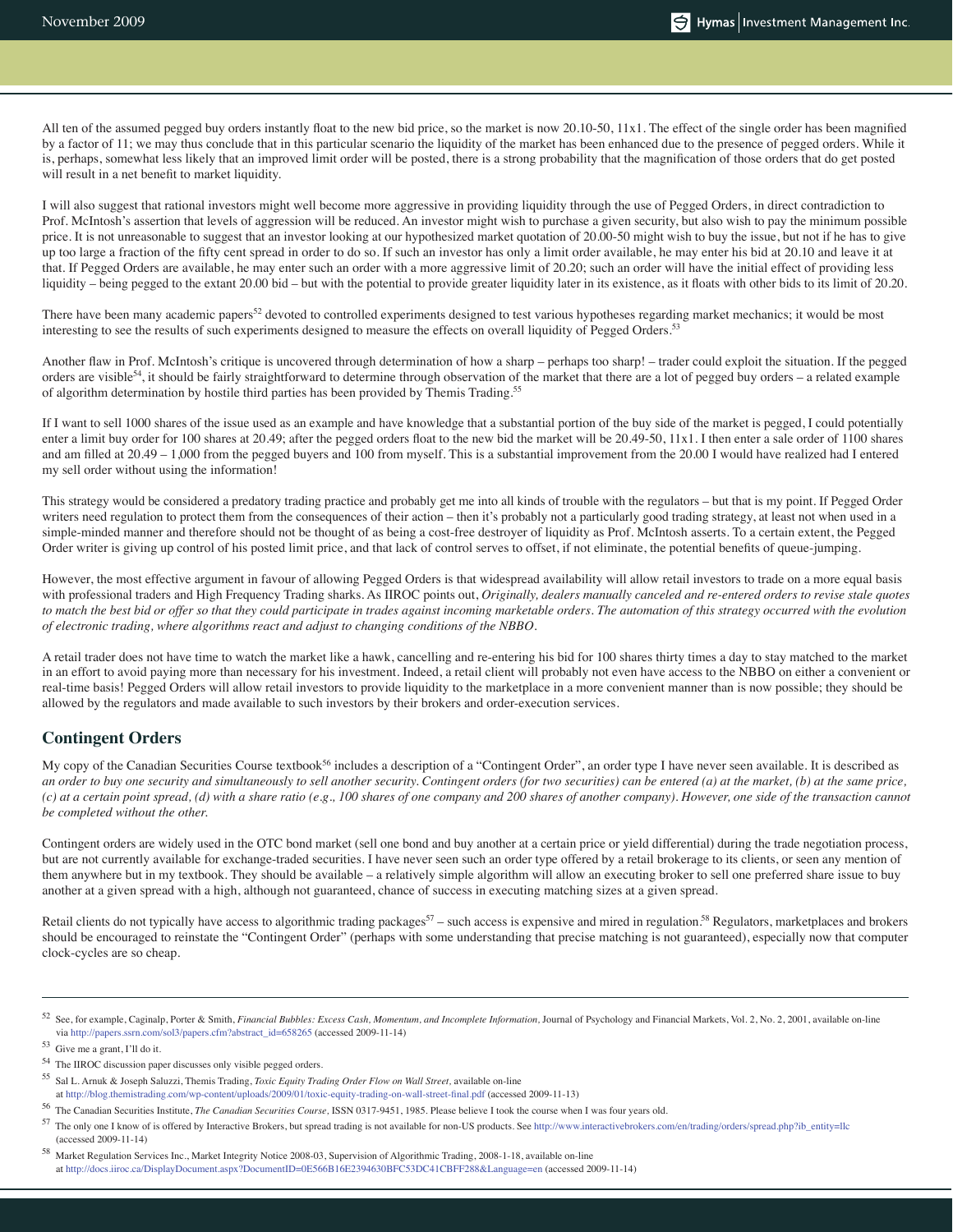All ten of the assumed pegged buy orders instantly float to the new bid price, so the market is now 20.10-50, 11x1. The effect of the single order has been magnified by a factor of 11; we may thus conclude that in this particular scenario the liquidity of the market has been enhanced due to the presence of pegged orders. While it is, perhaps, somewhat less likely that an improved limit order will be posted, there is a strong probability that the magnification of those orders that do get posted will result in a net benefit to market liquidity.

I will also suggest that rational investors might well become more aggressive in providing liquidity through the use of Pegged Orders, in direct contradiction to Prof. McIntosh's assertion that levels of aggression will be reduced. An investor might wish to purchase a given security, but also wish to pay the minimum possible price. It is not unreasonable to suggest that an investor looking at our hypothesized market quotation of 20.00-50 might wish to buy the issue, but not if he has to give up too large a fraction of the fifty cent spread in order to do so. If such an investor has only a limit order available, he may enter his bid at 20.10 and leave it at that. If Pegged Orders are available, he may enter such an order with a more aggressive limit of 20.20; such an order will have the initial effect of providing less liquidity – being pegged to the extant 20.00 bid – but with the potential to provide greater liquidity later in its existence, as it floats with other bids to its limit of 20.20.

There have been many academic papers[52] devoted to controlled experiments designed to test various hypotheses regarding market mechanics; it would be most interesting to see the results of such experiments designed to measure the effects on overall liquidity of Pegged Orders.[53]

Another flaw in Prof. McIntosh's critique is uncovered through determination of how a sharp – perhaps too sharp! – trader could exploit the situation. If the pegged orders are visible[54], it should be fairly straightforward to determine through observation of the market that there are a lot of pegged buy orders – a related example of algorithm determination by hostile third parties has been provided by Themis Trading.[55]

If I want to sell 1000 shares of the issue used as an example and have knowledge that a substantial portion of the buy side of the market is pegged, I could potentially enter a limit buy order for 100 shares at 20.49; after the pegged orders float to the new bid the market will be 20.49-50, 11x1. I then enter a sale order of 1100 shares and am filled at 20.49 – 1,000 from the pegged buyers and 100 from myself. This is a substantial improvement from the 20.00 I would have realized had I entered my sell order without using the information!

This strategy would be considered a predatory trading practice and probably get me into all kinds of trouble with the regulators – but that is my point. If Pegged Order writers need regulation to protect them from the consequences of their action – then it's probably not a particularly good trading strategy, at least not when used in a simple-minded manner and therefore should not be thought of as being a cost-free destroyer of liquidity as Prof. McIntosh asserts. To a certain extent, the Pegged Order writer is giving up control of his posted limit price, and that lack of control serves to offset, if not eliminate, the potential benefits of queue-jumping.

However, the most effective argument in favour of allowing Pegged Orders is that widespread availability will allow retail investors to trade on a more equal basis with professional traders and High Frequency Trading sharks. As IIROC points out, *Originally, dealers manually canceled and re-entered orders to revise stale quotes to match the best bid or offer so that they could participate in trades against incoming marketable orders. The automation of this strategy occurred with the evolution of electronic trading, where algorithms react and adjust to changing conditions of the NBBO.*

A retail trader does not have time to watch the market like a hawk, cancelling and re-entering his bid for 100 shares thirty times a day to stay matched to the market in an effort to avoid paying more than necessary for his investment. Indeed, a retail client will probably not even have access to the NBBO on either a convenient or real-time basis! Pegged Orders will allow retail investors to provide liquidity to the marketplace in a more convenient manner than is now possible; they should be allowed by the regulators and made available to such investors by their brokers and order-execution services.

## Contingent Orders

My copy of the Canadian Securities Course textbook[56] includes a description of a "Contingent Order", an order type I have never seen available. It is described as *an order to buy one security and simultaneously to sell another security. Contingent orders (for two securities) can be entered (a) at the market, (b) at the same price, (c) at a certain point spread, (d) with a share ratio (e.g., 100 shares of one company and 200 shares of another company). However, one side of the transaction cannot be completed without the other.*

Contingent orders are widely used in the OTC bond market (sell one bond and buy another at a certain price or yield differential) during the trade negotiation process, but are not currently available for exchange-traded securities. I have never seen such an order type offered by a retail brokerage to its clients, or seen any mention of them anywhere but in my textbook. They should be available – a relatively simple algorithm will allow an executing broker to sell one preferred share issue to buy another at a given spread with a high, although not guaranteed, chance of success in executing matching sizes at a given spread.

Retail clients do not typically have access to algorithmic trading packages[57] – such access is expensive and mired in regulation.[58] Regulators, marketplaces and brokers should be encouraged to reinstate the "Contingent Order" (perhaps with some understanding that precise matching is not guaranteed), especially now that computer clock-cycles are so cheap.

---

[52] See, for example, Caginalp, Porter & Smith, *Financial Bubbles: Excess Cash, Momentum, and Incomplete Information,* Journal of Psychology and Financial Markets, Vol. 2, No. 2, 2001, available on-line via http://papers.ssrn.com/sol3/papers.cfm?abstract_id=658265 (accessed 2009-11-14)

[53] Give me a grant, I'll do it.

[54] The IIROC discussion paper discusses only visible pegged orders.

[55] Sal L. Arnuk & Joseph Saluzzi, Themis Trading, *Toxic Equity Trading Order Flow on Wall Street,* available on-line at http://blog.themistrading.com/wp-content/uploads/2009/01/toxic-equity-trading-on-wall-street-final.pdf (accessed 2009-11-13)

[56] The Canadian Securities Institute, *The Canadian Securities Course,* ISSN 0317-9451, 1985. Please believe I took the course when I was four years old.

[57] The only one I know of is offered by Interactive Brokers, but spread trading is not available for non-US products. See http://www.interactivebrokers.com/en/trading/orders/spread.php?ib_entity=llc (accessed 2009-11-14)

[58] Market Regulation Services Inc., Market Integrity Notice 2008-03, Supervision of Algorithmic Trading, 2008-1-18, available on-line at http://docs.iiroc.ca/DisplayDocument.aspx?DocumentID=0E566B16E2394630BFC53DC41CBFF288&Language=en (accessed 2009-11-14)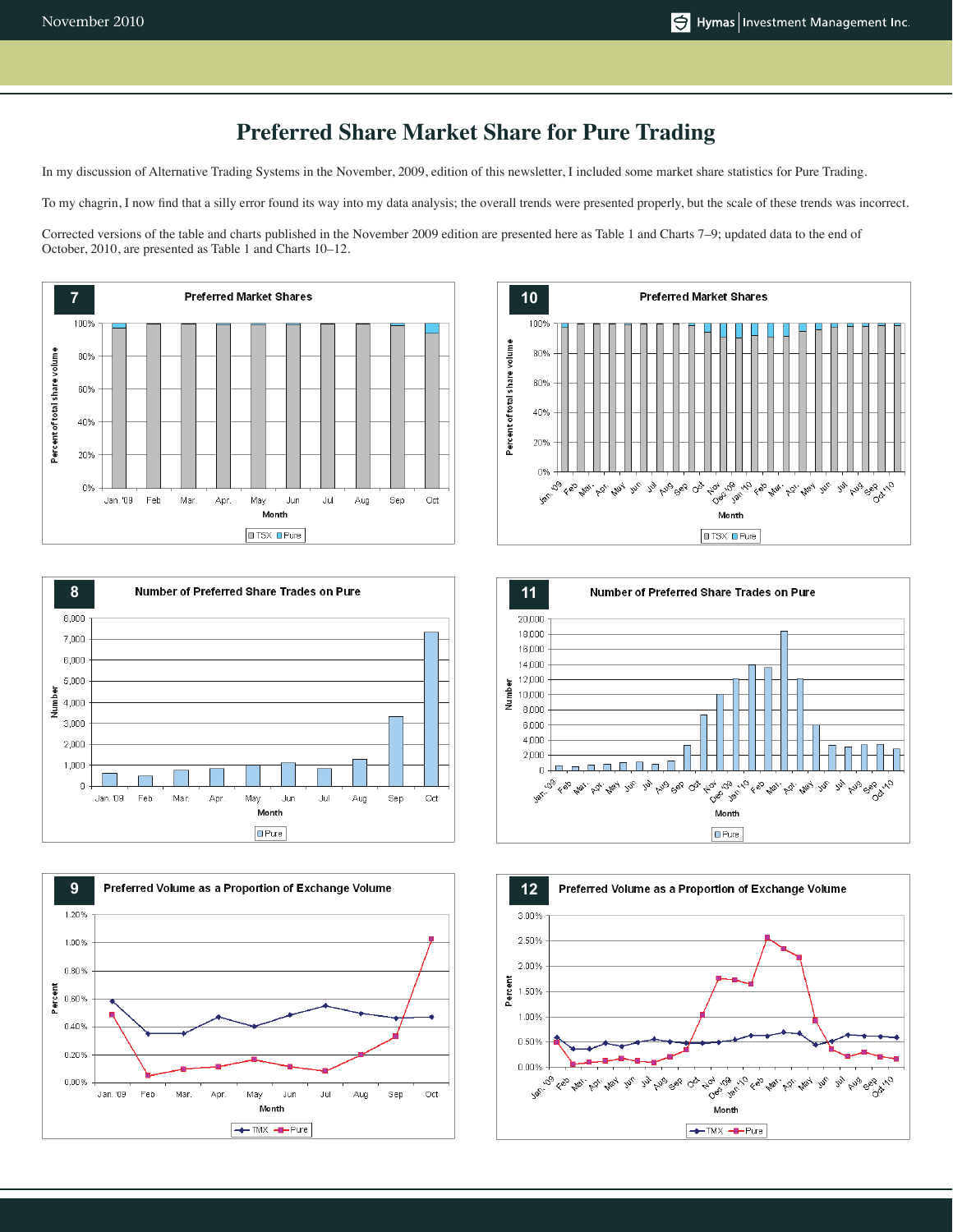# Preferred Share Market Share for Pure Trading

In my discussion of Alternative Trading Systems in the November, 2009, edition of this newsletter, I included some market share statistics for Pure Trading.

To my chagrin, I now find that a silly error found its way into my data analysis; the overall trends were presented properly, but the scale of these trends was incorrect.

Corrected versions of the table and charts published in the November 2009 edition are presented here as Table 1 and Charts 7–9; updated data to the end of October, 2010, are presented as Table 1 and Charts 10–12.

**7** Preferred Market Shares

**10** Preferred Market Shares

**8** Number of Preferred Share Trades on Pure

**11** Number of Preferred Share Trades on Pure

**9** Preferred Volume as a Proportion of Exchange Volume

**12** Preferred Volume as a Proportion of Exchange Volume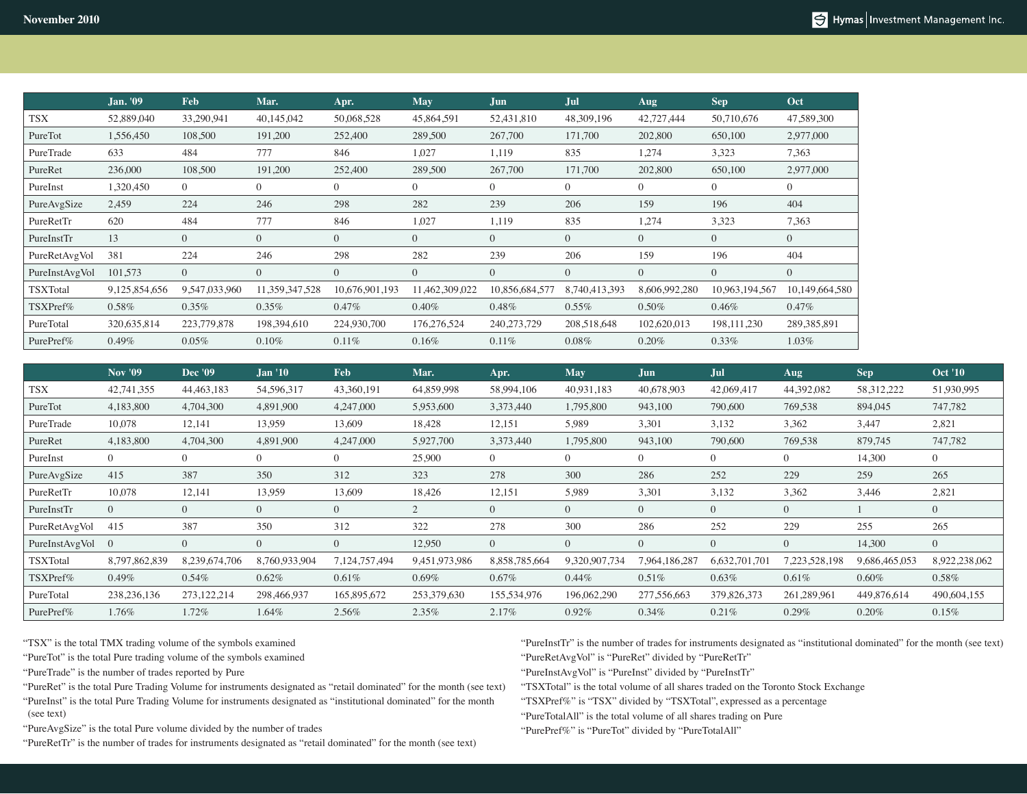| | Jan. '09 | Feb | Mar. | Apr. | May | Jun | Jul | Aug | Sep | Oct |
|---|---|---|---|---|---|---|---|---|---|---|
| TSX | 52,889,040 | 33,290,941 | 40,145,042 | 50,068,528 | 45,864,591 | 52,431,810 | 48,309,196 | 42,727,444 | 50,710,676 | 47,589,300 |
| PureTot | 1,556,450 | 108,500 | 191,200 | 252,400 | 289,500 | 267,700 | 171,700 | 202,800 | 650,100 | 2,977,000 |
| PureTrade | 633 | 484 | 777 | 846 | 1,027 | 1,119 | 835 | 1,274 | 3,323 | 7,363 |
| PureRet | 236,000 | 108,500 | 191,200 | 252,400 | 289,500 | 267,700 | 171,700 | 202,800 | 650,100 | 2,977,000 |
| PureInst | 1,320,450 | 0 | 0 | 0 | 0 | 0 | 0 | 0 | 0 | 0 |
| PureAvgSize | 2,459 | 224 | 246 | 298 | 282 | 239 | 206 | 159 | 196 | 404 |
| PureRetTr | 620 | 484 | 777 | 846 | 1,027 | 1,119 | 835 | 1,274 | 3,323 | 7,363 |
| PureInstTr | 13 | 0 | 0 | 0 | 0 | 0 | 0 | 0 | 0 | 0 |
| PureRetAvgVol | 381 | 224 | 246 | 298 | 282 | 239 | 206 | 159 | 196 | 404 |
| PureInstAvgVol | 101,573 | 0 | 0 | 0 | 0 | 0 | 0 | 0 | 0 | 0 |
| TSXTotal | 9,125,854,656 | 9,547,033,960 | 11,359,347,528 | 10,676,901,193 | 11,462,309,022 | 10,856,684,577 | 8,740,413,393 | 8,606,992,280 | 10,963,194,567 | 10,149,664,580 |
| TSXPref% | 0.58% | 0.35% | 0.35% | 0.47% | 0.40% | 0.48% | 0.55% | 0.50% | 0.46% | 0.47% |
| PureTotal | 320,635,814 | 223,779,878 | 198,394,610 | 224,930,700 | 176,276,524 | 240,273,729 | 208,518,648 | 102,620,013 | 198,111,230 | 289,385,891 |
| PurePref% | 0.49% | 0.05% | 0.10% | 0.11% | 0.16% | 0.11% | 0.08% | 0.20% | 0.33% | 1.03% |

| | Nov '09 | Dec '09 | Jan '10 | Feb | Mar. | Apr. | May | Jun | Jul | Aug | Sep | Oct '10 |
|---|---|---|---|---|---|---|---|---|---|---|---|---|
| TSX | 42,741,355 | 44,463,183 | 54,596,317 | 43,360,191 | 64,859,998 | 58,994,106 | 40,931,183 | 40,678,903 | 42,069,417 | 44,392,082 | 58,312,222 | 51,930,995 |
| PureTot | 4,183,800 | 4,704,300 | 4,891,900 | 4,247,000 | 5,953,600 | 3,373,440 | 1,795,800 | 943,100 | 790,600 | 769,538 | 894,045 | 747,782 |
| PureTrade | 10,078 | 12,141 | 13,959 | 13,609 | 18,428 | 12,151 | 5,989 | 3,301 | 3,132 | 3,362 | 3,447 | 2,821 |
| PureRet | 4,183,800 | 4,704,300 | 4,891,900 | 4,247,000 | 5,927,700 | 3,373,440 | 1,795,800 | 943,100 | 790,600 | 769,538 | 879,745 | 747,782 |
| PureInst | 0 | 0 | 0 | 0 | 25,900 | 0 | 0 | 0 | 0 | 0 | 14,300 | 0 |
| PureAvgSize | 415 | 387 | 350 | 312 | 323 | 278 | 300 | 286 | 252 | 229 | 259 | 265 |
| PureRetTr | 10,078 | 12,141 | 13,959 | 13,609 | 18,426 | 12,151 | 5,989 | 3,301 | 3,132 | 3,362 | 3,446 | 2,821 |
| PureInstTr | 0 | 0 | 0 | 0 | 2 | 0 | 0 | 0 | 0 | 0 | 1 | 0 |
| PureRetAvgVol | 415 | 387 | 350 | 312 | 322 | 278 | 300 | 286 | 252 | 229 | 255 | 265 |
| PureInstAvgVol | 0 | 0 | 0 | 0 | 12,950 | 0 | 0 | 0 | 0 | 0 | 14,300 | 0 |
| TSXTotal | 8,797,862,839 | 8,239,674,706 | 8,760,933,904 | 7,124,757,494 | 9,451,973,986 | 8,858,785,664 | 9,320,907,734 | 7,964,186,287 | 6,632,701,701 | 7,223,528,198 | 9,686,465,053 | 8,922,238,062 |
| TSXPref% | 0.49% | 0.54% | 0.62% | 0.61% | 0.69% | 0.67% | 0.44% | 0.51% | 0.63% | 0.61% | 0.60% | 0.58% |
| PureTotal | 238,236,136 | 273,122,214 | 298,466,937 | 165,895,672 | 253,379,630 | 155,534,976 | 196,062,290 | 277,556,663 | 379,826,373 | 261,289,961 | 449,876,614 | 490,604,155 |
| PurePref% | 1.76% | 1.72% | 1.64% | 2.56% | 2.35% | 2.17% | 0.92% | 0.34% | 0.21% | 0.29% | 0.20% | 0.15% |

"TSX" is the total TMX trading volume of the symbols examined
"PureTot" is the total Pure trading volume of the symbols examined
"PureTrade" is the number of trades reported by Pure
"PureRet" is the total Pure Trading Volume for instruments designated as "retail dominated" for the month (see text)
"PureInst" is the total Pure Trading Volume for instruments designated as "institutional dominated" for the month (see text)
"PureAvgSize" is the total Pure volume divided by the number of trades
"PureRetTr" is the number of trades for instruments designated as "retail dominated" for the month (see text)
"PureInstTr" is the number of trades for instruments designated as "institutional dominated" for the month (see text)
"PureRetAvgVol" is "PureRet" divided by "PureRetTr"
"PureInstAvgVol" is "PureInst" divided by "PureInstTr"
"TSXTotal" is the total volume of all shares traded on the Toronto Stock Exchange
"TSXPref%" is "TSX" divided by "TSXTotal", expressed as a percentage
"PureTotalAll" is the total volume of all shares trading on Pure
"PurePref%" is "PureTot" divided by "PureTotalAll"